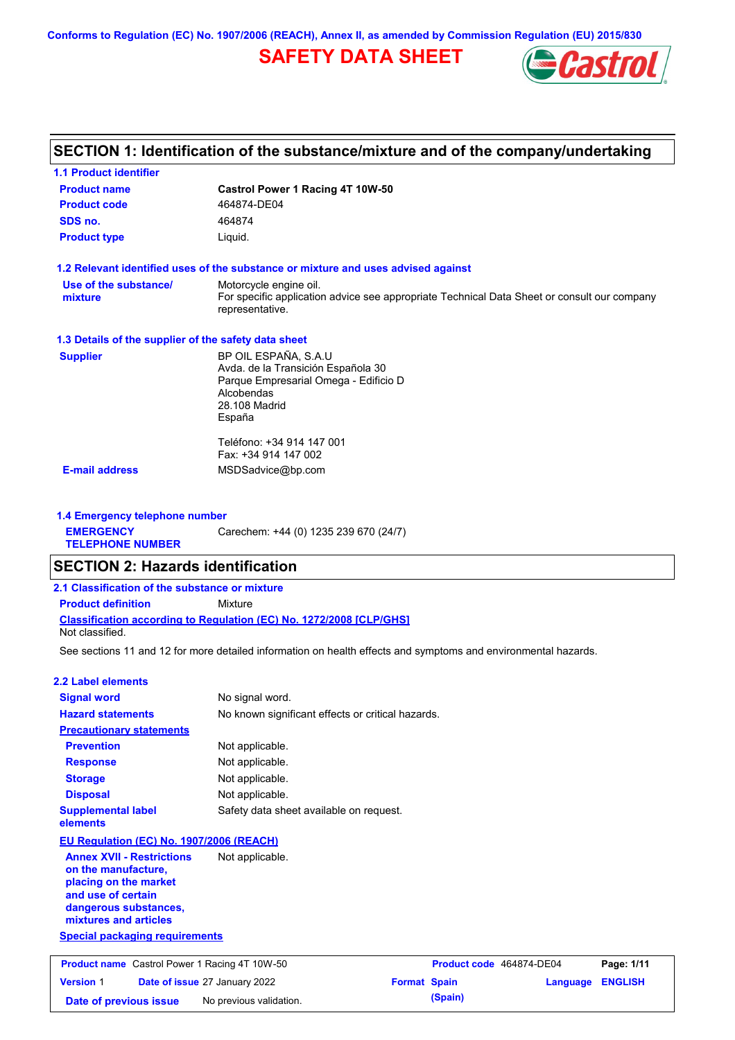Conforms to Regulation (EC) No. 1907/2006 (REACH), Annex II, as amended by Commission Regulation (EU) 2015/830

# SAFETY DATA SHEET

## SECTION 1: Identification of the substance/mixture and of the company/undertaking

### 1.1 Product identifier

| | |
|---|---|
| **Product name** | **Castrol Power 1 Racing 4T 10W-50** |
| **Product code** | 464874-DE04 |
| **SDS no.** | 464874 |
| **Product type** | Liquid. |

### 1.2 Relevant identified uses of the substance or mixture and uses advised against

**Use of the substance/ mixture**: Motorcycle engine oil.
For specific application advice see appropriate Technical Data Sheet or consult our company representative.

### 1.3 Details of the supplier of the safety data sheet

**Supplier**:
BP OIL ESPAÑA, S.A.U
Avda. de la Transición Española 30
Parque Empresarial Omega - Edificio D
Alcobendas
28.108 Madrid
España

Teléfono: +34 914 147 001
Fax: +34 914 147 002

**E-mail address**: MSDSadvice@bp.com

### 1.4 Emergency telephone number

**EMERGENCY TELEPHONE NUMBER**: Carechem: +44 (0) 1235 239 670 (24/7)

## SECTION 2: Hazards identification

### 2.1 Classification of the substance or mixture

**Product definition**: Mixture

**Classification according to Regulation (EC) No. 1272/2008 [CLP/GHS]**

Not classified.

See sections 11 and 12 for more detailed information on health effects and symptoms and environmental hazards.

### 2.2 Label elements

| | |
|---|---|
| **Signal word** | No signal word. |
| **Hazard statements** | No known significant effects or critical hazards. |

**Precautionary statements**

| | |
|---|---|
| **Prevention** | Not applicable. |
| **Response** | Not applicable. |
| **Storage** | Not applicable. |
| **Disposal** | Not applicable. |
| **Supplemental label elements** | Safety data sheet available on request. |

**EU Regulation (EC) No. 1907/2006 (REACH)**

**Annex XVII - Restrictions on the manufacture, placing on the market and use of certain dangerous substances, mixtures and articles**: Not applicable.

**Special packaging requirements**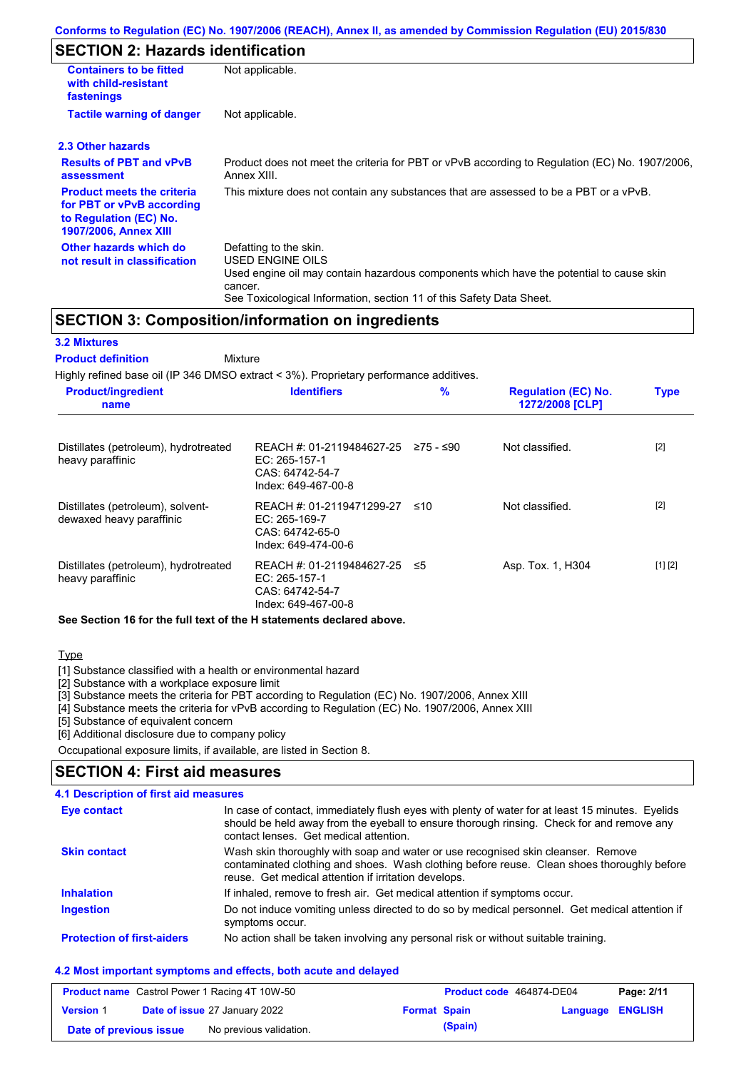## SECTION 2: Hazards identification

**Containers to be fitted with child-resistant fastenings** Not applicable.

**Tactile warning of danger** Not applicable.

### 2.3 Other hazards

**Results of PBT and vPvB assessment** Product does not meet the criteria for PBT or vPvB according to Regulation (EC) No. 1907/2006, Annex XIII.

**Product meets the criteria for PBT or vPvB according to Regulation (EC) No. 1907/2006, Annex XIII** This mixture does not contain any substances that are assessed to be a PBT or a vPvB.

**Other hazards which do not result in classification** Defatting to the skin.
USED ENGINE OILS
Used engine oil may contain hazardous components which have the potential to cause skin cancer.
See Toxicological Information, section 11 of this Safety Data Sheet.

## SECTION 3: Composition/information on ingredients

### 3.2 Mixtures

**Product definition** Mixture

Highly refined base oil (IP 346 DMSO extract < 3%). Proprietary performance additives.

| Product/ingredient name | Identifiers | % | Regulation (EC) No. 1272/2008 [CLP] | Type |
|---|---|---|---|---|
| Distillates (petroleum), hydrotreated heavy paraffinic | REACH #: 01-2119484627-25<br>EC: 265-157-1<br>CAS: 64742-54-7<br>Index: 649-467-00-8 | ≥75 - ≤90 | Not classified. | [2] |
| Distillates (petroleum), solvent-dewaxed heavy paraffinic | REACH #: 01-2119471299-27<br>EC: 265-169-7<br>CAS: 64742-65-0<br>Index: 649-474-00-6 | ≤10 | Not classified. | [2] |
| Distillates (petroleum), hydrotreated heavy paraffinic | REACH #: 01-2119484627-25<br>EC: 265-157-1<br>CAS: 64742-54-7<br>Index: 649-467-00-8 | ≤5 | Asp. Tox. 1, H304 | [1] [2] |

**See Section 16 for the full text of the H statements declared above.**

Type

[1] Substance classified with a health or environmental hazard
[2] Substance with a workplace exposure limit
[3] Substance meets the criteria for PBT according to Regulation (EC) No. 1907/2006, Annex XIII
[4] Substance meets the criteria for vPvB according to Regulation (EC) No. 1907/2006, Annex XIII
[5] Substance of equivalent concern
[6] Additional disclosure due to company policy

Occupational exposure limits, if available, are listed in Section 8.

## SECTION 4: First aid measures

### 4.1 Description of first aid measures

**Eye contact** In case of contact, immediately flush eyes with plenty of water for at least 15 minutes. Eyelids should be held away from the eyeball to ensure thorough rinsing. Check for and remove any contact lenses. Get medical attention.

**Skin contact** Wash skin thoroughly with soap and water or use recognised skin cleanser. Remove contaminated clothing and shoes. Wash clothing before reuse. Clean shoes thoroughly before reuse. Get medical attention if irritation develops.

**Inhalation** If inhaled, remove to fresh air. Get medical attention if symptoms occur.

**Ingestion** Do not induce vomiting unless directed to do so by medical personnel. Get medical attention if symptoms occur.

**Protection of first-aiders** No action shall be taken involving any personal risk or without suitable training.

### 4.2 Most important symptoms and effects, both acute and delayed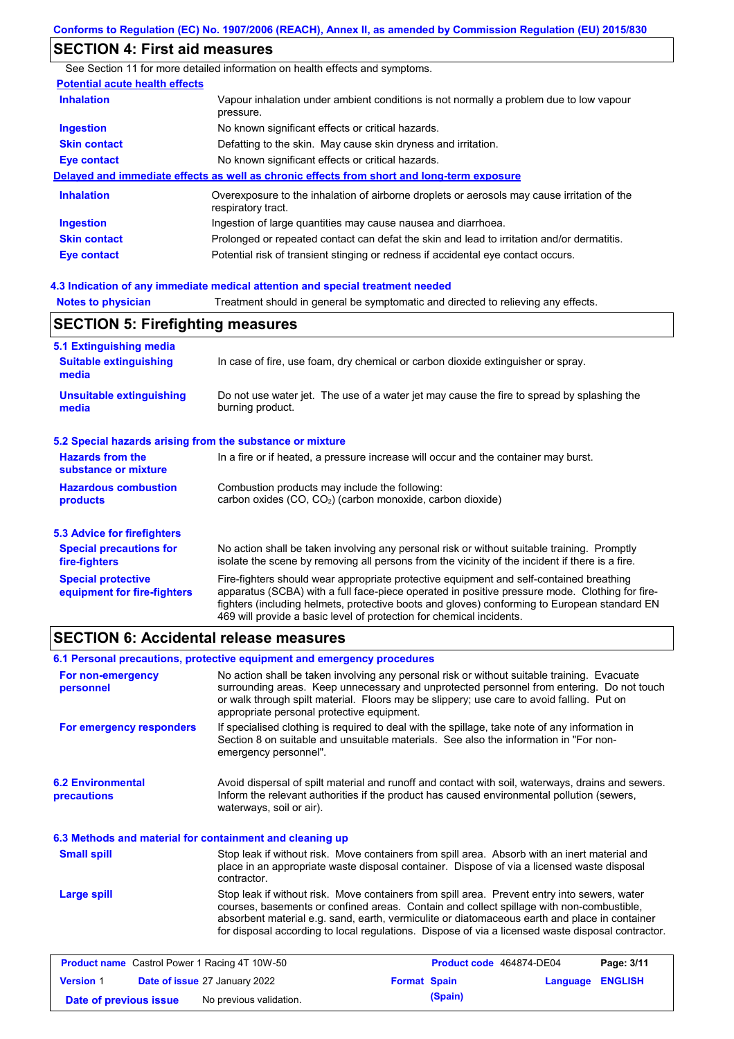## SECTION 4: First aid measures

See Section 11 for more detailed information on health effects and symptoms.

**Potential acute health effects**

| | |
|---|---|
| **Inhalation** | Vapour inhalation under ambient conditions is not normally a problem due to low vapour pressure. |
| **Ingestion** | No known significant effects or critical hazards. |
| **Skin contact** | Defatting to the skin. May cause skin dryness and irritation. |
| **Eye contact** | No known significant effects or critical hazards. |

**Delayed and immediate effects as well as chronic effects from short and long-term exposure**

| | |
|---|---|
| **Inhalation** | Overexposure to the inhalation of airborne droplets or aerosols may cause irritation of the respiratory tract. |
| **Ingestion** | Ingestion of large quantities may cause nausea and diarrhoea. |
| **Skin contact** | Prolonged or repeated contact can defat the skin and lead to irritation and/or dermatitis. |
| **Eye contact** | Potential risk of transient stinging or redness if accidental eye contact occurs. |

### 4.3 Indication of any immediate medical attention and special treatment needed

| | |
|---|---|
| **Notes to physician** | Treatment should in general be symptomatic and directed to relieving any effects. |

## SECTION 5: Firefighting measures

### 5.1 Extinguishing media

| | |
|---|---|
| **Suitable extinguishing media** | In case of fire, use foam, dry chemical or carbon dioxide extinguisher or spray. |
| **Unsuitable extinguishing media** | Do not use water jet. The use of a water jet may cause the fire to spread by splashing the burning product. |

### 5.2 Special hazards arising from the substance or mixture

| | |
|---|---|
| **Hazards from the substance or mixture** | In a fire or if heated, a pressure increase will occur and the container may burst. |
| **Hazardous combustion products** | Combustion products may include the following: carbon oxides (CO, $CO_2$) (carbon monoxide, carbon dioxide) |

### 5.3 Advice for firefighters

| | |
|---|---|
| **Special precautions for fire-fighters** | No action shall be taken involving any personal risk or without suitable training. Promptly isolate the scene by removing all persons from the vicinity of the incident if there is a fire. |
| **Special protective equipment for fire-fighters** | Fire-fighters should wear appropriate protective equipment and self-contained breathing apparatus (SCBA) with a full face-piece operated in positive pressure mode. Clothing for fire-fighters (including helmets, protective boots and gloves) conforming to European standard EN 469 will provide a basic level of protection for chemical incidents. |

## SECTION 6: Accidental release measures

### 6.1 Personal precautions, protective equipment and emergency procedures

| | |
|---|---|
| **For non-emergency personnel** | No action shall be taken involving any personal risk or without suitable training. Evacuate surrounding areas. Keep unnecessary and unprotected personnel from entering. Do not touch or walk through spilt material. Floors may be slippery; use care to avoid falling. Put on appropriate personal protective equipment. |
| **For emergency responders** | If specialised clothing is required to deal with the spillage, take note of any information in Section 8 on suitable and unsuitable materials. See also the information in "For non-emergency personnel". |

| | |
|---|---|
| **6.2 Environmental precautions** | Avoid dispersal of spilt material and runoff and contact with soil, waterways, drains and sewers. Inform the relevant authorities if the product has caused environmental pollution (sewers, waterways, soil or air). |

### 6.3 Methods and material for containment and cleaning up

| | |
|---|---|
| **Small spill** | Stop leak if without risk. Move containers from spill area. Absorb with an inert material and place in an appropriate waste disposal container. Dispose of via a licensed waste disposal contractor. |
| **Large spill** | Stop leak if without risk. Move containers from spill area. Prevent entry into sewers, water courses, basements or confined areas. Contain and collect spillage with non-combustible, absorbent material e.g. sand, earth, vermiculite or diatomaceous earth and place in container for disposal according to local regulations. Dispose of via a licensed waste disposal contractor. |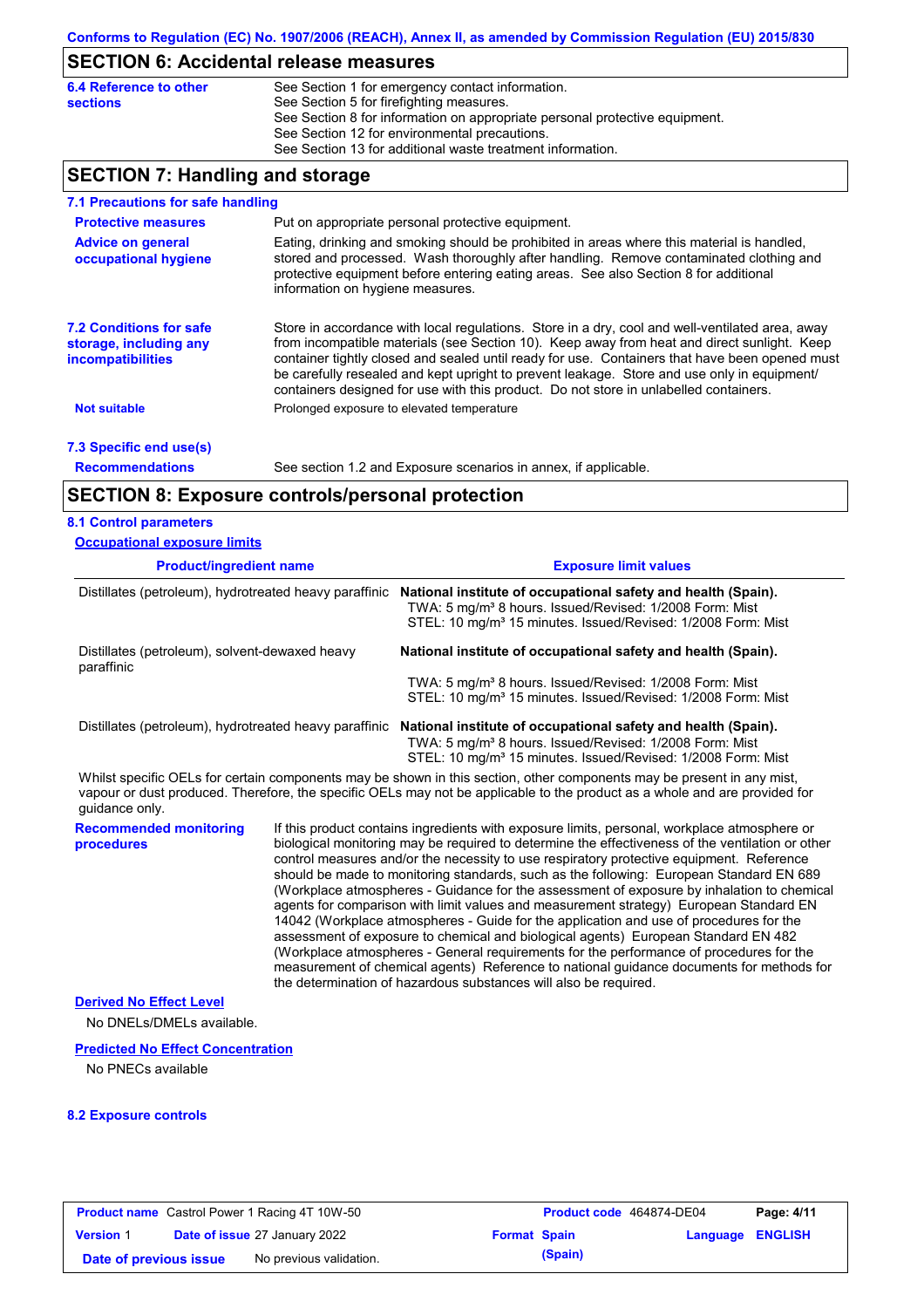## SECTION 6: Accidental release measures

**6.4 Reference to other sections**

See Section 1 for emergency contact information.
See Section 5 for firefighting measures.
See Section 8 for information on appropriate personal protective equipment.
See Section 12 for environmental precautions.
See Section 13 for additional waste treatment information.

## SECTION 7: Handling and storage

### 7.1 Precautions for safe handling

**Protective measures**

Put on appropriate personal protective equipment.

**Advice on general occupational hygiene**

Eating, drinking and smoking should be prohibited in areas where this material is handled, stored and processed. Wash thoroughly after handling. Remove contaminated clothing and protective equipment before entering eating areas. See also Section 8 for additional information on hygiene measures.

### 7.2 Conditions for safe storage, including any incompatibilities

Store in accordance with local regulations. Store in a dry, cool and well-ventilated area, away from incompatible materials (see Section 10). Keep away from heat and direct sunlight. Keep container tightly closed and sealed until ready for use. Containers that have been opened must be carefully resealed and kept upright to prevent leakage. Store and use only in equipment/ containers designed for use with this product. Do not store in unlabelled containers.

**Not suitable**

Prolonged exposure to elevated temperature

### 7.3 Specific end use(s)

**Recommendations**

See section 1.2 and Exposure scenarios in annex, if applicable.

## SECTION 8: Exposure controls/personal protection

### 8.1 Control parameters

**Occupational exposure limits**

| Product/ingredient name | Exposure limit values |
|---|---|
| Distillates (petroleum), hydrotreated heavy paraffinic | **National institute of occupational safety and health (Spain).** TWA: 5 mg/m³ 8 hours. Issued/Revised: 1/2008 Form: Mist STEL: 10 mg/m³ 15 minutes. Issued/Revised: 1/2008 Form: Mist |
| Distillates (petroleum), solvent-dewaxed heavy paraffinic | **National institute of occupational safety and health (Spain).** TWA: 5 mg/m³ 8 hours. Issued/Revised: 1/2008 Form: Mist STEL: 10 mg/m³ 15 minutes. Issued/Revised: 1/2008 Form: Mist |
| Distillates (petroleum), hydrotreated heavy paraffinic | **National institute of occupational safety and health (Spain).** TWA: 5 mg/m³ 8 hours. Issued/Revised: 1/2008 Form: Mist STEL: 10 mg/m³ 15 minutes. Issued/Revised: 1/2008 Form: Mist |

Whilst specific OELs for certain components may be shown in this section, other components may be present in any mist, vapour or dust produced. Therefore, the specific OELs may not be applicable to the product as a whole and are provided for guidance only.

**Recommended monitoring procedures**

If this product contains ingredients with exposure limits, personal, workplace atmosphere or biological monitoring may be required to determine the effectiveness of the ventilation or other control measures and/or the necessity to use respiratory protective equipment. Reference should be made to monitoring standards, such as the following: European Standard EN 689 (Workplace atmospheres - Guidance for the assessment of exposure by inhalation to chemical agents for comparison with limit values and measurement strategy) European Standard EN 14042 (Workplace atmospheres - Guide for the application and use of procedures for the assessment of exposure to chemical and biological agents) European Standard EN 482 (Workplace atmospheres - General requirements for the performance of procedures for the measurement of chemical agents) Reference to national guidance documents for methods for the determination of hazardous substances will also be required.

**Derived No Effect Level**

No DNELs/DMELs available.

**Predicted No Effect Concentration**

No PNECs available

### 8.2 Exposure controls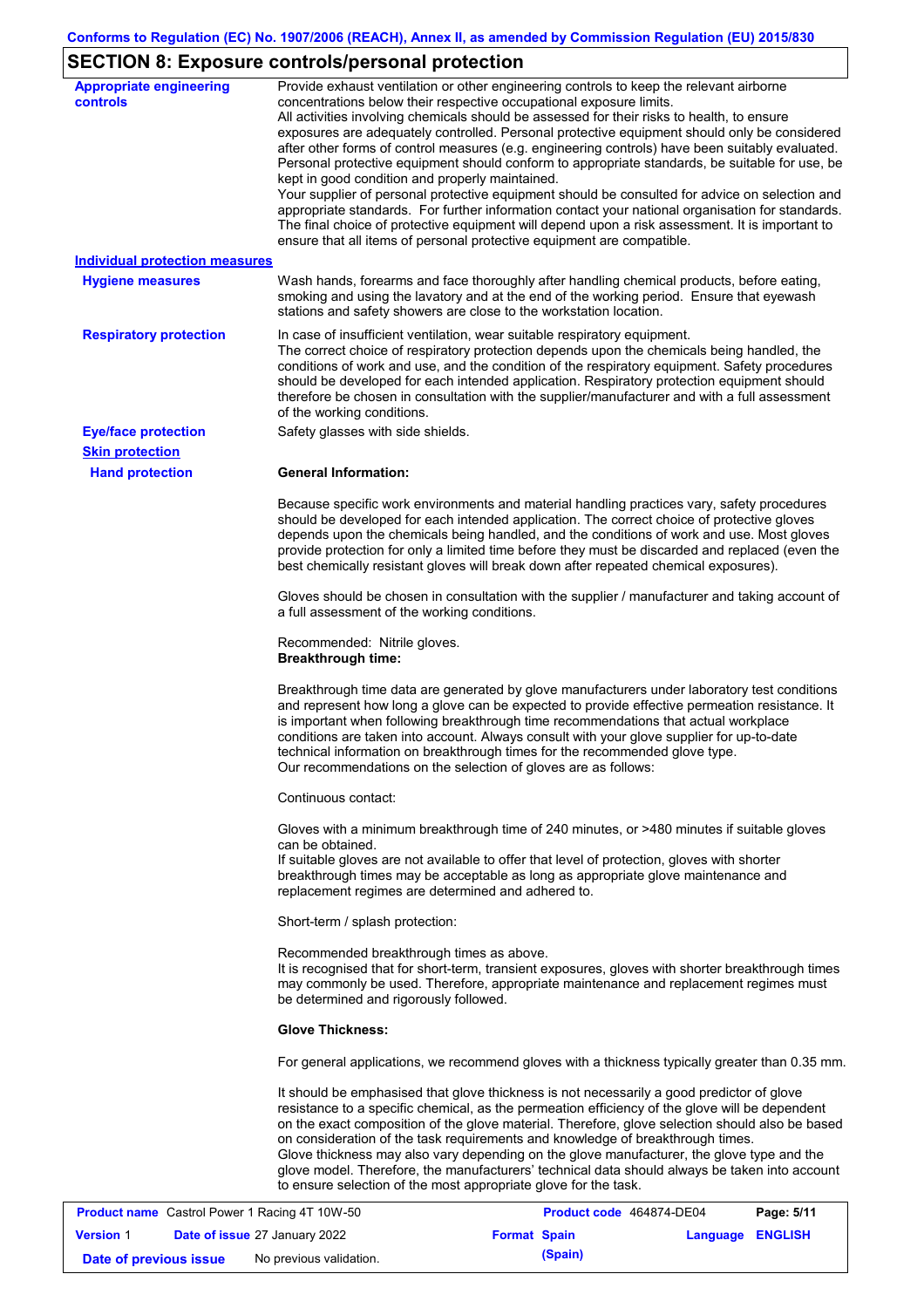## SECTION 8: Exposure controls/personal protection

**Appropriate engineering controls**

Provide exhaust ventilation or other engineering controls to keep the relevant airborne concentrations below their respective occupational exposure limits.
All activities involving chemicals should be assessed for their risks to health, to ensure exposures are adequately controlled. Personal protective equipment should only be considered after other forms of control measures (e.g. engineering controls) have been suitably evaluated. Personal protective equipment should conform to appropriate standards, be suitable for use, be kept in good condition and properly maintained.
Your supplier of personal protective equipment should be consulted for advice on selection and appropriate standards. For further information contact your national organisation for standards. The final choice of protective equipment will depend upon a risk assessment. It is important to ensure that all items of personal protective equipment are compatible.

**Individual protection measures**

**Hygiene measures**

Wash hands, forearms and face thoroughly after handling chemical products, before eating, smoking and using the lavatory and at the end of the working period. Ensure that eyewash stations and safety showers are close to the workstation location.

**Respiratory protection**

In case of insufficient ventilation, wear suitable respiratory equipment.
The correct choice of respiratory protection depends upon the chemicals being handled, the conditions of work and use, and the condition of the respiratory equipment. Safety procedures should be developed for each intended application. Respiratory protection equipment should therefore be chosen in consultation with the supplier/manufacturer and with a full assessment of the working conditions.

**Eye/face protection**

Safety glasses with side shields.

**Skin protection**

**Hand protection**

**General Information:**

Because specific work environments and material handling practices vary, safety procedures should be developed for each intended application. The correct choice of protective gloves depends upon the chemicals being handled, and the conditions of work and use. Most gloves provide protection for only a limited time before they must be discarded and replaced (even the best chemically resistant gloves will break down after repeated chemical exposures).

Gloves should be chosen in consultation with the supplier / manufacturer and taking account of a full assessment of the working conditions.

Recommended: Nitrile gloves.
**Breakthrough time:**

Breakthrough time data are generated by glove manufacturers under laboratory test conditions and represent how long a glove can be expected to provide effective permeation resistance. It is important when following breakthrough time recommendations that actual workplace conditions are taken into account. Always consult with your glove supplier for up-to-date technical information on breakthrough times for the recommended glove type.
Our recommendations on the selection of gloves are as follows:

Continuous contact:

Gloves with a minimum breakthrough time of 240 minutes, or >480 minutes if suitable gloves can be obtained.
If suitable gloves are not available to offer that level of protection, gloves with shorter breakthrough times may be acceptable as long as appropriate glove maintenance and replacement regimes are determined and adhered to.

Short-term / splash protection:

Recommended breakthrough times as above.
It is recognised that for short-term, transient exposures, gloves with shorter breakthrough times may commonly be used. Therefore, appropriate maintenance and replacement regimes must be determined and rigorously followed.

**Glove Thickness:**

For general applications, we recommend gloves with a thickness typically greater than 0.35 mm.

It should be emphasised that glove thickness is not necessarily a good predictor of glove resistance to a specific chemical, as the permeation efficiency of the glove will be dependent on the exact composition of the glove material. Therefore, glove selection should also be based on consideration of the task requirements and knowledge of breakthrough times.
Glove thickness may also vary depending on the glove manufacturer, the glove type and the glove model. Therefore, the manufacturers' technical data should always be taken into account to ensure selection of the most appropriate glove for the task.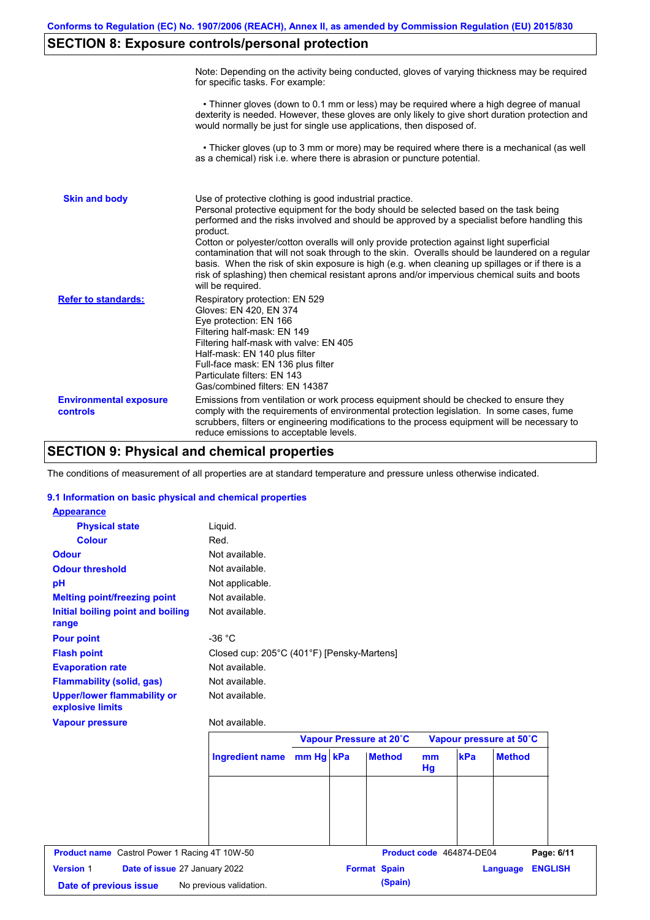## SECTION 8: Exposure controls/personal protection

Note: Depending on the activity being conducted, gloves of varying thickness may be required for specific tasks. For example:

• Thinner gloves (down to 0.1 mm or less) may be required where a high degree of manual dexterity is needed. However, these gloves are only likely to give short duration protection and would normally be just for single use applications, then disposed of.

• Thicker gloves (up to 3 mm or more) may be required where there is a mechanical (as well as a chemical) risk i.e. where there is abrasion or puncture potential.

**Skin and body**

Use of protective clothing is good industrial practice.
Personal protective equipment for the body should be selected based on the task being performed and the risks involved and should be approved by a specialist before handling this product.
Cotton or polyester/cotton overalls will only provide protection against light superficial contamination that will not soak through to the skin. Overalls should be laundered on a regular basis. When the risk of skin exposure is high (e.g. when cleaning up spillages or if there is a risk of splashing) then chemical resistant aprons and/or impervious chemical suits and boots will be required.

**Refer to standards:**

Respiratory protection: EN 529
Gloves: EN 420, EN 374
Eye protection: EN 166
Filtering half-mask: EN 149
Filtering half-mask with valve: EN 405
Half-mask: EN 140 plus filter
Full-face mask: EN 136 plus filter
Particulate filters: EN 143
Gas/combined filters: EN 14387

**Environmental exposure controls**

Emissions from ventilation or work process equipment should be checked to ensure they comply with the requirements of environmental protection legislation. In some cases, fume scrubbers, filters or engineering modifications to the process equipment will be necessary to reduce emissions to acceptable levels.

## SECTION 9: Physical and chemical properties

The conditions of measurement of all properties are at standard temperature and pressure unless otherwise indicated.

### 9.1 Information on basic physical and chemical properties

**Appearance**

| | |
|---|---|
| **Physical state** | Liquid. |
| **Colour** | Red. |
| **Odour** | Not available. |
| **Odour threshold** | Not available. |
| **pH** | Not applicable. |
| **Melting point/freezing point** | Not available. |
| **Initial boiling point and boiling range** | Not available. |
| **Pour point** | -36 °C |
| **Flash point** | Closed cup: 205°C (401°F) [Pensky-Martens] |
| **Evaporation rate** | Not available. |
| **Flammability (solid, gas)** | Not available. |
| **Upper/lower flammability or explosive limits** | Not available. |
| **Vapour pressure** | Not available. |

| | Vapour Pressure at 20˚C | | | Vapour pressure at 50˚C | | |
|---|---|---|---|---|---|---|
| **Ingredient name** | **mm Hg** | **kPa** | **Method** | **mm Hg** | **kPa** | **Method** |
| | | | | | | |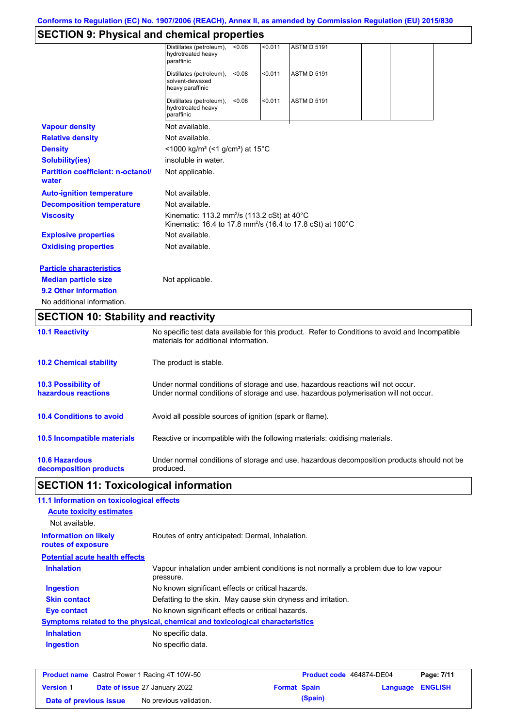## SECTION 9: Physical and chemical properties

| | | | | | |
|---|---|---|---|---|---|
| Distillates (petroleum), hydrotreated heavy paraffinic | <0.08 | <0.011 | ASTM D 5191 | | |
| Distillates (petroleum), solvent-dewaxed heavy paraffinic | <0.08 | <0.011 | ASTM D 5191 | | |
| Distillates (petroleum), hydrotreated heavy paraffinic | <0.08 | <0.011 | ASTM D 5191 | | |

**Vapour density** Not available.

**Relative density** Not available.

**Density** <1000 kg/m³ (<1 g/cm³) at 15°C

**Solubility(ies)** insoluble in water.

**Partition coefficient: n-octanol/ water** Not applicable.

**Auto-ignition temperature** Not available.

**Decomposition temperature** Not available.

**Viscosity** Kinematic: 113.2 mm²/s (113.2 cSt) at 40°C
Kinematic: 16.4 to 17.8 mm²/s (16.4 to 17.8 cSt) at 100°C

**Explosive properties** Not available.

**Oxidising properties** Not available.

**Particle characteristics**

**Median particle size** Not applicable.

**9.2 Other information**

No additional information.

## SECTION 10: Stability and reactivity

**10.1 Reactivity** No specific test data available for this product. Refer to Conditions to avoid and Incompatible materials for additional information.

**10.2 Chemical stability** The product is stable.

**10.3 Possibility of hazardous reactions** Under normal conditions of storage and use, hazardous reactions will not occur.
Under normal conditions of storage and use, hazardous polymerisation will not occur.

**10.4 Conditions to avoid** Avoid all possible sources of ignition (spark or flame).

**10.5 Incompatible materials** Reactive or incompatible with the following materials: oxidising materials.

**10.6 Hazardous decomposition products** Under normal conditions of storage and use, hazardous decomposition products should not be produced.

## SECTION 11: Toxicological information

**11.1 Information on toxicological effects**

**Acute toxicity estimates**

Not available.

**Information on likely routes of exposure** Routes of entry anticipated: Dermal, Inhalation.

**Potential acute health effects**

**Inhalation** Vapour inhalation under ambient conditions is not normally a problem due to low vapour pressure.

**Ingestion** No known significant effects or critical hazards.

**Skin contact** Defatting to the skin. May cause skin dryness and irritation.

**Eye contact** No known significant effects or critical hazards.

**Symptoms related to the physical, chemical and toxicological characteristics**

**Inhalation** No specific data.

**Ingestion** No specific data.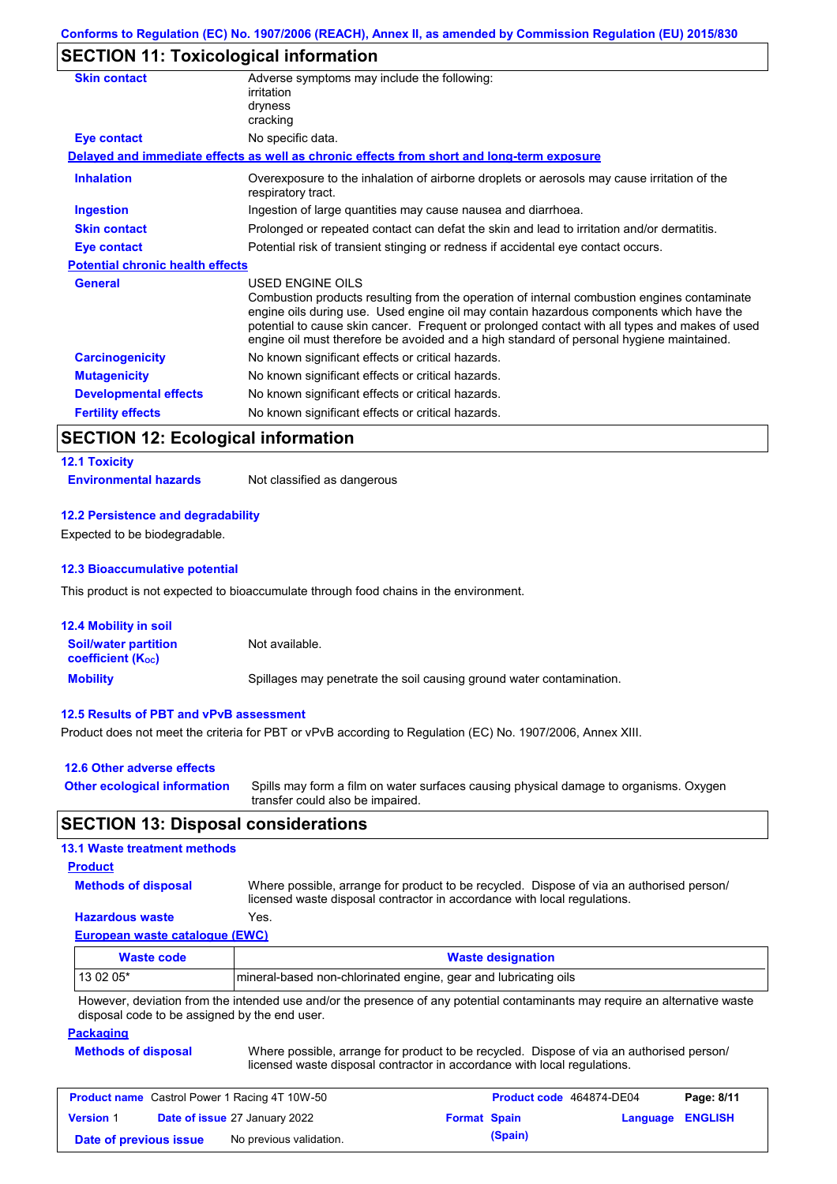Conforms to Regulation (EC) No. 1907/2006 (REACH), Annex II, as amended by Commission Regulation (EU) 2015/830

## SECTION 11: Toxicological information

**Skin contact** Adverse symptoms may include the following:
irritation
dryness
cracking

**Eye contact** No specific data.

**Delayed and immediate effects as well as chronic effects from short and long-term exposure**

**Inhalation** Overexposure to the inhalation of airborne droplets or aerosols may cause irritation of the respiratory tract.

**Ingestion** Ingestion of large quantities may cause nausea and diarrhoea.

**Skin contact** Prolonged or repeated contact can defat the skin and lead to irritation and/or dermatitis.

**Eye contact** Potential risk of transient stinging or redness if accidental eye contact occurs.

**Potential chronic health effects**

**General** USED ENGINE OILS
Combustion products resulting from the operation of internal combustion engines contaminate engine oils during use. Used engine oil may contain hazardous components which have the potential to cause skin cancer. Frequent or prolonged contact with all types and makes of used engine oil must therefore be avoided and a high standard of personal hygiene maintained.

**Carcinogenicity** No known significant effects or critical hazards.

**Mutagenicity** No known significant effects or critical hazards.

**Developmental effects** No known significant effects or critical hazards.

**Fertility effects** No known significant effects or critical hazards.

## SECTION 12: Ecological information

### 12.1 Toxicity

**Environmental hazards** Not classified as dangerous

### 12.2 Persistence and degradability

Expected to be biodegradable.

### 12.3 Bioaccumulative potential

This product is not expected to bioaccumulate through food chains in the environment.

### 12.4 Mobility in soil

**Soil/water partition coefficient ($K_{OC}$)** Not available.

**Mobility** Spillages may penetrate the soil causing ground water contamination.

### 12.5 Results of PBT and vPvB assessment

Product does not meet the criteria for PBT or vPvB according to Regulation (EC) No. 1907/2006, Annex XIII.

### 12.6 Other adverse effects

**Other ecological information** Spills may form a film on water surfaces causing physical damage to organisms. Oxygen transfer could also be impaired.

## SECTION 13: Disposal considerations

### 13.1 Waste treatment methods

**Product**

**Methods of disposal** Where possible, arrange for product to be recycled. Dispose of via an authorised person/ licensed waste disposal contractor in accordance with local regulations.

**Hazardous waste** Yes.

**European waste catalogue (EWC)**

| Waste code | Waste designation |
|---|---|
| 13 02 05* | mineral-based non-chlorinated engine, gear and lubricating oils |

However, deviation from the intended use and/or the presence of any potential contaminants may require an alternative waste disposal code to be assigned by the end user.

**Packaging**

**Methods of disposal** Where possible, arrange for product to be recycled. Dispose of via an authorised person/ licensed waste disposal contractor in accordance with local regulations.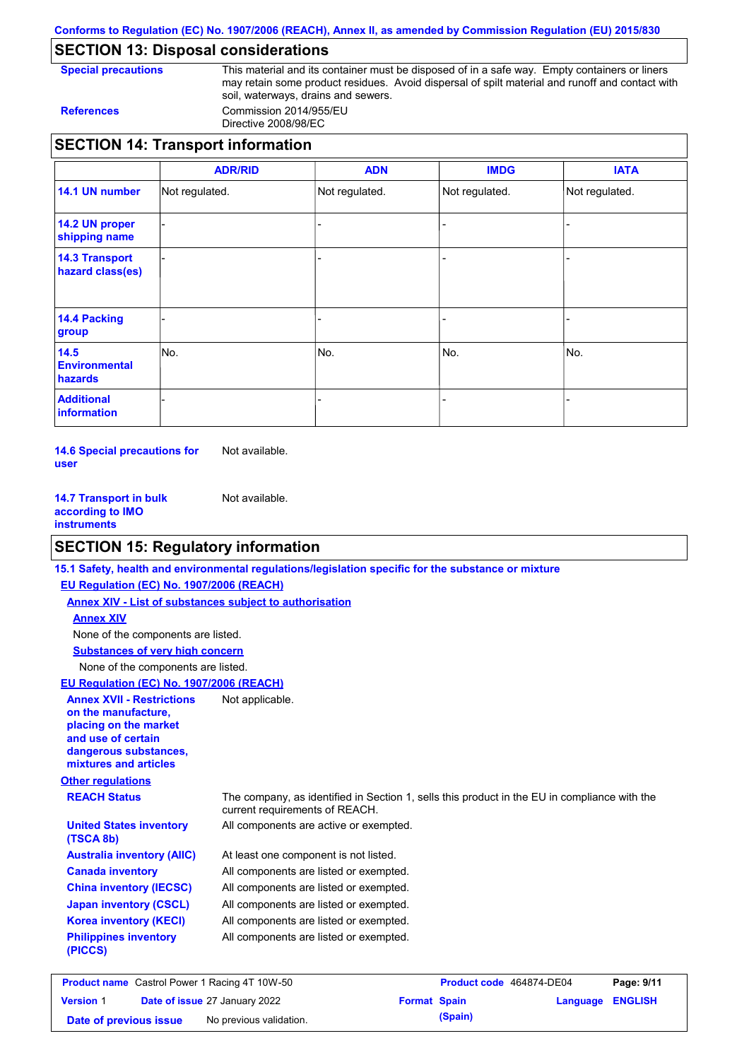Conforms to Regulation (EC) No. 1907/2006 (REACH), Annex II, as amended by Commission Regulation (EU) 2015/830

## SECTION 13: Disposal considerations

**Special precautions** This material and its container must be disposed of in a safe way. Empty containers or liners may retain some product residues. Avoid dispersal of spilt material and runoff and contact with soil, waterways, drains and sewers.

**References** Commission 2014/955/EU
Directive 2008/98/EC

## SECTION 14: Transport information

| | ADR/RID | ADN | IMDG | IATA |
|---|---|---|---|---|
| **14.1 UN number** | Not regulated. | Not regulated. | Not regulated. | Not regulated. |
| **14.2 UN proper shipping name** | - | - | - | - |
| **14.3 Transport hazard class(es)** | - | - | - | - |
| **14.4 Packing group** | - | - | - | - |
| **14.5 Environmental hazards** | No. | No. | No. | No. |
| **Additional information** | - | - | - | - |

**14.6 Special precautions for user** Not available.

**14.7 Transport in bulk according to IMO instruments** Not available.

## SECTION 15: Regulatory information

**15.1 Safety, health and environmental regulations/legislation specific for the substance or mixture**

**EU Regulation (EC) No. 1907/2006 (REACH)**

**Annex XIV - List of substances subject to authorisation**

**Annex XIV**

None of the components are listed.

**Substances of very high concern**

None of the components are listed.

**EU Regulation (EC) No. 1907/2006 (REACH)**

**Annex XVII - Restrictions on the manufacture, placing on the market and use of certain dangerous substances, mixtures and articles** Not applicable.

**Other regulations**

**REACH Status** The company, as identified in Section 1, sells this product in the EU in compliance with the current requirements of REACH.

**United States inventory (TSCA 8b)** All components are active or exempted.

**Australia inventory (AIIC)** At least one component is not listed.

**Canada inventory** All components are listed or exempted.

**China inventory (IECSC)** All components are listed or exempted.

**Japan inventory (CSCL)** All components are listed or exempted.

**Korea inventory (KECI)** All components are listed or exempted.

**Philippines inventory (PICCS)** All components are listed or exempted.

**Product name** Castrol Power 1 Racing 4T 10W-50 | **Product code** 464874-DE04 | **Version** 1 | **Date of issue** 27 January 2022 | **Format** Spain (Spain) | **Language** ENGLISH | **Date of previous issue** No previous validation.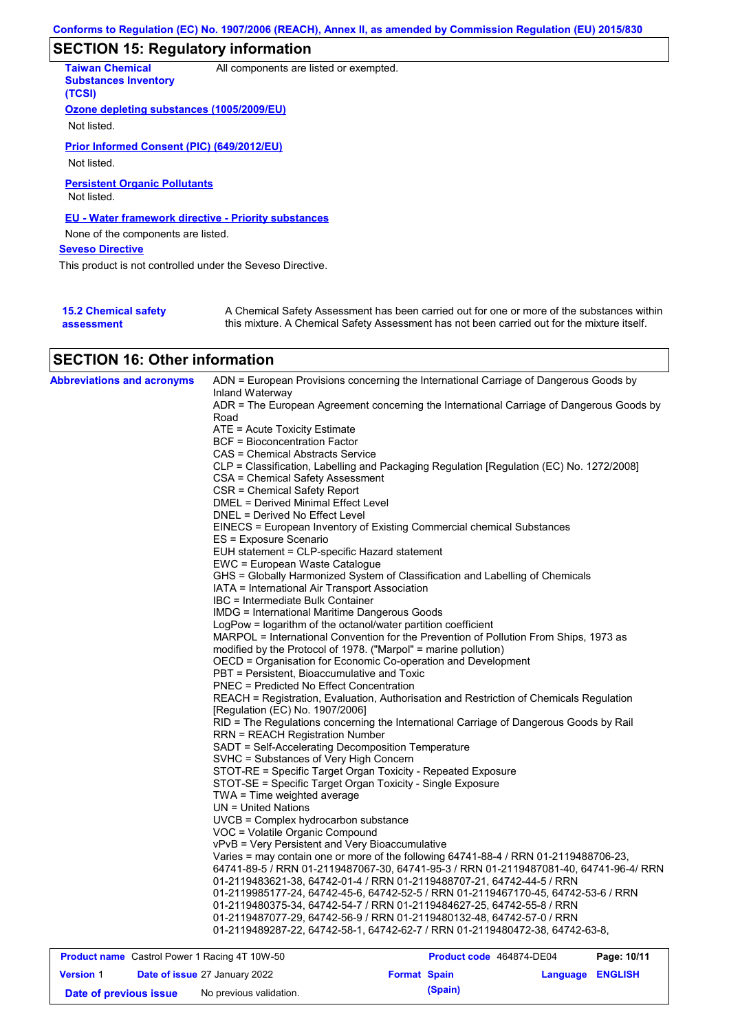## SECTION 15: Regulatory information

**Taiwan Chemical Substances Inventory (TCSI)**: All components are listed or exempted.

**Ozone depleting substances (1005/2009/EU)**

Not listed.

**Prior Informed Consent (PIC) (649/2012/EU)**

Not listed.

**Persistent Organic Pollutants**

Not listed.

**EU - Water framework directive - Priority substances**

None of the components are listed.

**Seveso Directive**

This product is not controlled under the Seveso Directive.

**15.2 Chemical safety assessment**: A Chemical Safety Assessment has been carried out for one or more of the substances within this mixture. A Chemical Safety Assessment has not been carried out for the mixture itself.

## SECTION 16: Other information

**Abbreviations and acronyms**

ADN = European Provisions concerning the International Carriage of Dangerous Goods by Inland Waterway
ADR = The European Agreement concerning the International Carriage of Dangerous Goods by Road
ATE = Acute Toxicity Estimate
BCF = Bioconcentration Factor
CAS = Chemical Abstracts Service
CLP = Classification, Labelling and Packaging Regulation [Regulation (EC) No. 1272/2008]
CSA = Chemical Safety Assessment
CSR = Chemical Safety Report
DMEL = Derived Minimal Effect Level
DNEL = Derived No Effect Level
EINECS = European Inventory of Existing Commercial chemical Substances
ES = Exposure Scenario
EUH statement = CLP-specific Hazard statement
EWC = European Waste Catalogue
GHS = Globally Harmonized System of Classification and Labelling of Chemicals
IATA = International Air Transport Association
IBC = Intermediate Bulk Container
IMDG = International Maritime Dangerous Goods
LogPow = logarithm of the octanol/water partition coefficient
MARPOL = International Convention for the Prevention of Pollution From Ships, 1973 as modified by the Protocol of 1978. ("Marpol" = marine pollution)
OECD = Organisation for Economic Co-operation and Development
PBT = Persistent, Bioaccumulative and Toxic
PNEC = Predicted No Effect Concentration
REACH = Registration, Evaluation, Authorisation and Restriction of Chemicals Regulation [Regulation (EC) No. 1907/2006]
RID = The Regulations concerning the International Carriage of Dangerous Goods by Rail
RRN = REACH Registration Number
SADT = Self-Accelerating Decomposition Temperature
SVHC = Substances of Very High Concern
STOT-RE = Specific Target Organ Toxicity - Repeated Exposure
STOT-SE = Specific Target Organ Toxicity - Single Exposure
TWA = Time weighted average
UN = United Nations
UVCB = Complex hydrocarbon substance
VOC = Volatile Organic Compound
vPvB = Very Persistent and Very Bioaccumulative
Varies = may contain one or more of the following 64741-88-4 / RRN 01-2119488706-23, 64741-89-5 / RRN 01-2119487067-30, 64741-95-3 / RRN 01-2119487081-40, 64741-96-4/ RRN 01-2119483621-38, 64742-01-4 / RRN 01-2119488707-21, 64742-44-5 / RRN 01-2119985177-24, 64742-45-6, 64742-52-5 / RRN 01-2119467170-45, 64742-53-6 / RRN 01-2119480375-34, 64742-54-7 / RRN 01-2119484627-25, 64742-55-8 / RRN 01-2119487077-29, 64742-56-9 / RRN 01-2119480132-48, 64742-57-0 / RRN 01-2119489287-22, 64742-58-1, 64742-62-7 / RRN 01-2119480472-38, 64742-63-8,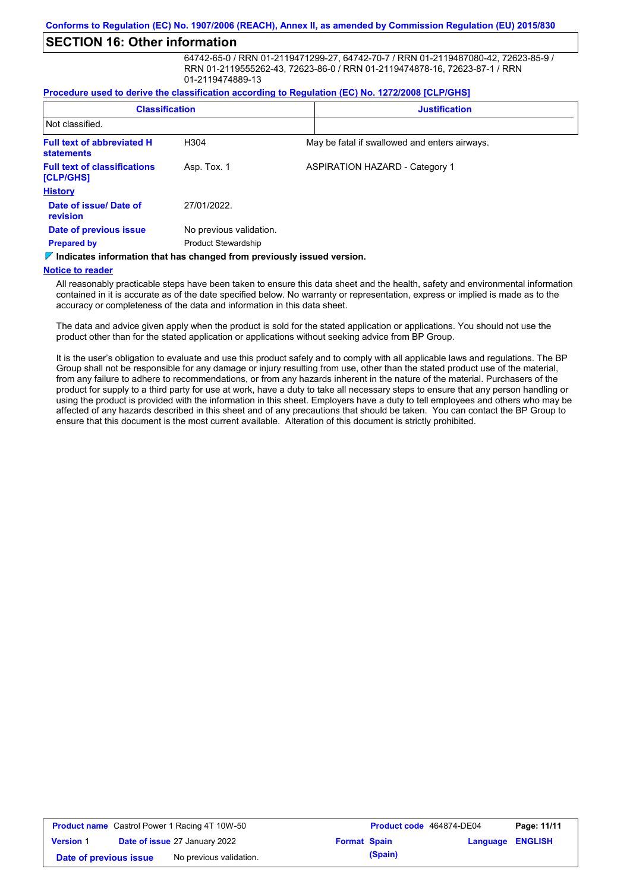## SECTION 16: Other information

64742-65-0 / RRN 01-2119471299-27, 64742-70-7 / RRN 01-2119487080-42, 72623-85-9 / RRN 01-2119555262-43, 72623-86-0 / RRN 01-2119474878-16, 72623-87-1 / RRN 01-2119474889-13

**Procedure used to derive the classification according to Regulation (EC) No. 1272/2008 [CLP/GHS]**

| Classification | Justification |
|---|---|
| Not classified. | |

| | | |
|---|---|---|
| **Full text of abbreviated H statements** | H304 | May be fatal if swallowed and enters airways. |
| **Full text of classifications [CLP/GHS]** | Asp. Tox. 1 | ASPIRATION HAZARD - Category 1 |

**History**

| | |
|---|---|
| **Date of issue/ Date of revision** | 27/01/2022. |
| **Date of previous issue** | No previous validation. |
| **Prepared by** | Product Stewardship |

**Indicates information that has changed from previously issued version.**

**Notice to reader**

All reasonably practicable steps have been taken to ensure this data sheet and the health, safety and environmental information contained in it is accurate as of the date specified below. No warranty or representation, express or implied is made as to the accuracy or completeness of the data and information in this data sheet.

The data and advice given apply when the product is sold for the stated application or applications. You should not use the product other than for the stated application or applications without seeking advice from BP Group.

It is the user's obligation to evaluate and use this product safely and to comply with all applicable laws and regulations. The BP Group shall not be responsible for any damage or injury resulting from use, other than the stated product use of the material, from any failure to adhere to recommendations, or from any hazards inherent in the nature of the material. Purchasers of the product for supply to a third party for use at work, have a duty to take all necessary steps to ensure that any person handling or using the product is provided with the information in this sheet. Employers have a duty to tell employees and others who may be affected of any hazards described in this sheet and of any precautions that should be taken. You can contact the BP Group to ensure that this document is the most current available. Alteration of this document is strictly prohibited.